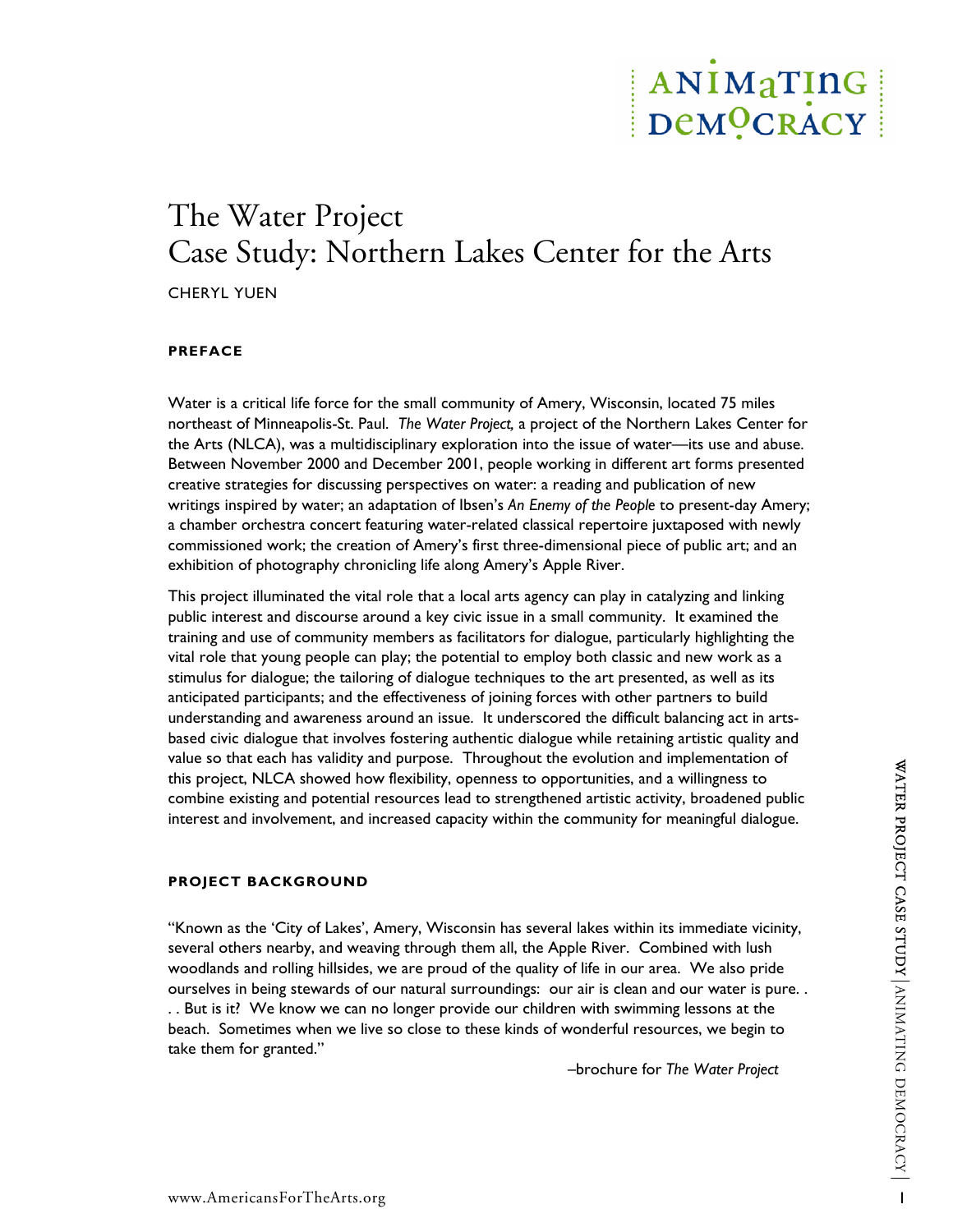# The Water Project
# Case Study: Northern Lakes Center for the Arts

CHERYL YUEN

## PREFACE

Water is a critical life force for the small community of Amery, Wisconsin, located 75 miles northeast of Minneapolis-St. Paul. *The Water Project,* a project of the Northern Lakes Center for the Arts (NLCA), was a multidisciplinary exploration into the issue of water—its use and abuse. Between November 2000 and December 2001, people working in different art forms presented creative strategies for discussing perspectives on water: a reading and publication of new writings inspired by water; an adaptation of Ibsen's *An Enemy of the People* to present-day Amery; a chamber orchestra concert featuring water-related classical repertoire juxtaposed with newly commissioned work; the creation of Amery's first three-dimensional piece of public art; and an exhibition of photography chronicling life along Amery's Apple River.

This project illuminated the vital role that a local arts agency can play in catalyzing and linking public interest and discourse around a key civic issue in a small community. It examined the training and use of community members as facilitators for dialogue, particularly highlighting the vital role that young people can play; the potential to employ both classic and new work as a stimulus for dialogue; the tailoring of dialogue techniques to the art presented, as well as its anticipated participants; and the effectiveness of joining forces with other partners to build understanding and awareness around an issue. It underscored the difficult balancing act in arts-based civic dialogue that involves fostering authentic dialogue while retaining artistic quality and value so that each has validity and purpose. Throughout the evolution and implementation of this project, NLCA showed how flexibility, openness to opportunities, and a willingness to combine existing and potential resources lead to strengthened artistic activity, broadened public interest and involvement, and increased capacity within the community for meaningful dialogue.

## PROJECT BACKGROUND

"Known as the 'City of Lakes', Amery, Wisconsin has several lakes within its immediate vicinity, several others nearby, and weaving through them all, the Apple River. Combined with lush woodlands and rolling hillsides, we are proud of the quality of life in our area. We also pride ourselves in being stewards of our natural surroundings: our air is clean and our water is pure. . . . But is it? We know we can no longer provide our children with swimming lessons at the beach. Sometimes when we live so close to these kinds of wonderful resources, we begin to take them for granted."

–brochure for *The Water Project*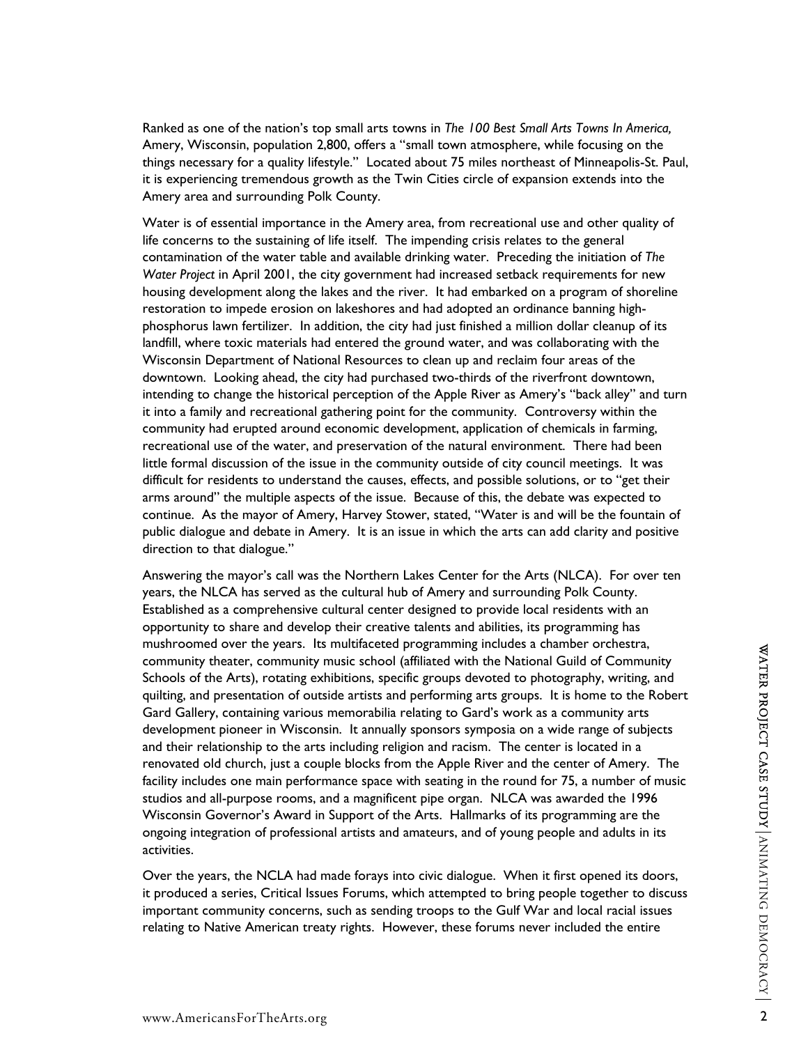Ranked as one of the nation's top small arts towns in *The 100 Best Small Arts Towns In America,* Amery, Wisconsin, population 2,800, offers a "small town atmosphere, while focusing on the things necessary for a quality lifestyle." Located about 75 miles northeast of Minneapolis-St. Paul, it is experiencing tremendous growth as the Twin Cities circle of expansion extends into the Amery area and surrounding Polk County.

Water is of essential importance in the Amery area, from recreational use and other quality of life concerns to the sustaining of life itself. The impending crisis relates to the general contamination of the water table and available drinking water. Preceding the initiation of *The Water Project* in April 2001, the city government had increased setback requirements for new housing development along the lakes and the river. It had embarked on a program of shoreline restoration to impede erosion on lakeshores and had adopted an ordinance banning high-phosphorus lawn fertilizer. In addition, the city had just finished a million dollar cleanup of its landfill, where toxic materials had entered the ground water, and was collaborating with the Wisconsin Department of National Resources to clean up and reclaim four areas of the downtown. Looking ahead, the city had purchased two-thirds of the riverfront downtown, intending to change the historical perception of the Apple River as Amery's "back alley" and turn it into a family and recreational gathering point for the community. Controversy within the community had erupted around economic development, application of chemicals in farming, recreational use of the water, and preservation of the natural environment. There had been little formal discussion of the issue in the community outside of city council meetings. It was difficult for residents to understand the causes, effects, and possible solutions, or to "get their arms around" the multiple aspects of the issue. Because of this, the debate was expected to continue. As the mayor of Amery, Harvey Stower, stated, "Water is and will be the fountain of public dialogue and debate in Amery. It is an issue in which the arts can add clarity and positive direction to that dialogue."

Answering the mayor's call was the Northern Lakes Center for the Arts (NLCA). For over ten years, the NLCA has served as the cultural hub of Amery and surrounding Polk County. Established as a comprehensive cultural center designed to provide local residents with an opportunity to share and develop their creative talents and abilities, its programming has mushroomed over the years. Its multifaceted programming includes a chamber orchestra, community theater, community music school (affiliated with the National Guild of Community Schools of the Arts), rotating exhibitions, specific groups devoted to photography, writing, and quilting, and presentation of outside artists and performing arts groups. It is home to the Robert Gard Gallery, containing various memorabilia relating to Gard's work as a community arts development pioneer in Wisconsin. It annually sponsors symposia on a wide range of subjects and their relationship to the arts including religion and racism. The center is located in a renovated old church, just a couple blocks from the Apple River and the center of Amery. The facility includes one main performance space with seating in the round for 75, a number of music studios and all-purpose rooms, and a magnificent pipe organ. NLCA was awarded the 1996 Wisconsin Governor's Award in Support of the Arts. Hallmarks of its programming are the ongoing integration of professional artists and amateurs, and of young people and adults in its activities.

Over the years, the NCLA had made forays into civic dialogue. When it first opened its doors, it produced a series, Critical Issues Forums, which attempted to bring people together to discuss important community concerns, such as sending troops to the Gulf War and local racial issues relating to Native American treaty rights. However, these forums never included the entire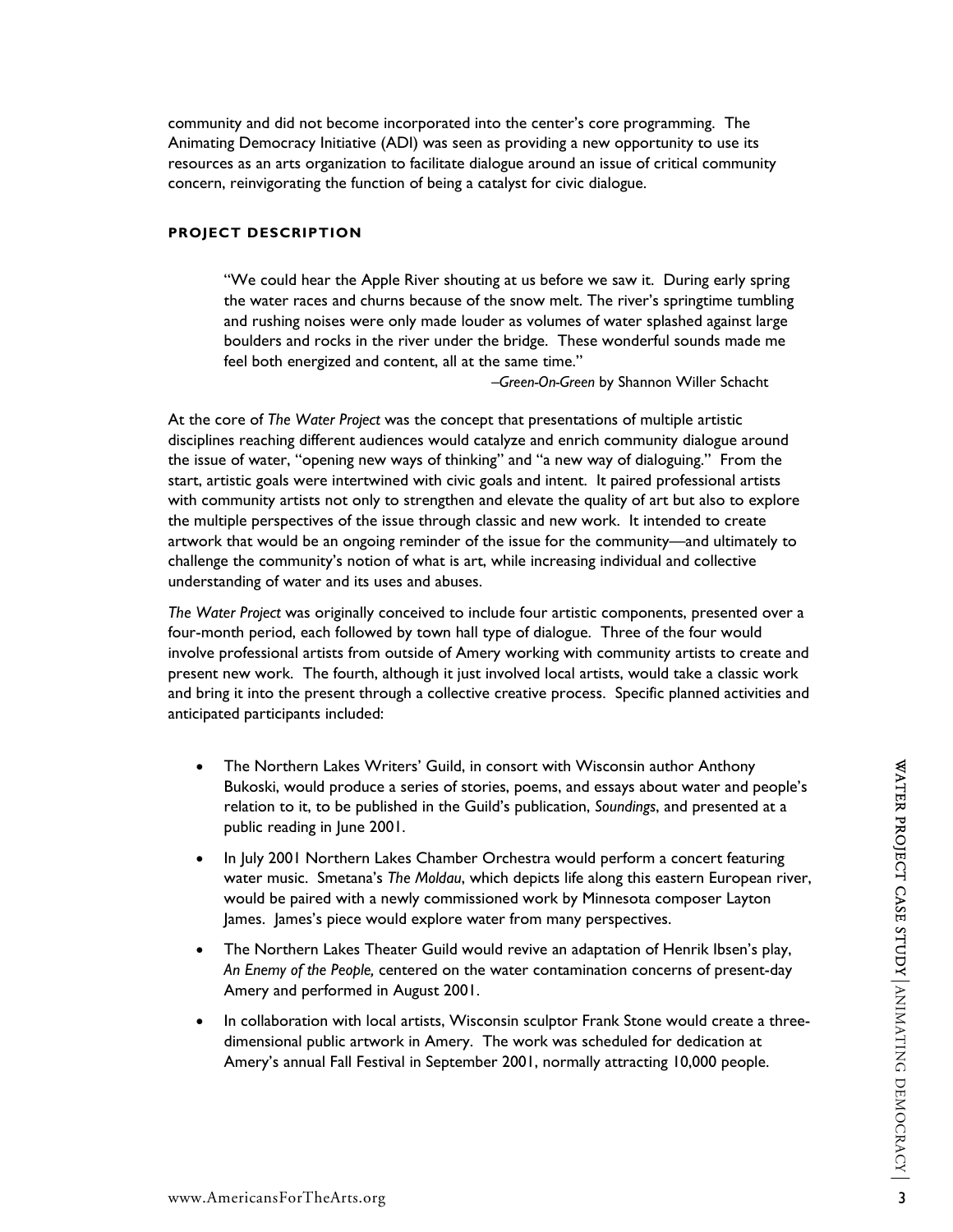community and did not become incorporated into the center's core programming. The Animating Democracy Initiative (ADI) was seen as providing a new opportunity to use its resources as an arts organization to facilitate dialogue around an issue of critical community concern, reinvigorating the function of being a catalyst for civic dialogue.

## PROJECT DESCRIPTION

> "We could hear the Apple River shouting at us before we saw it. During early spring the water races and churns because of the snow melt. The river's springtime tumbling and rushing noises were only made louder as volumes of water splashed against large boulders and rocks in the river under the bridge. These wonderful sounds made me feel both energized and content, all at the same time."
>
> –*Green-On-Green* by Shannon Willer Schacht

At the core of *The Water Project* was the concept that presentations of multiple artistic disciplines reaching different audiences would catalyze and enrich community dialogue around the issue of water, "opening new ways of thinking" and "a new way of dialoguing." From the start, artistic goals were intertwined with civic goals and intent. It paired professional artists with community artists not only to strengthen and elevate the quality of art but also to explore the multiple perspectives of the issue through classic and new work. It intended to create artwork that would be an ongoing reminder of the issue for the community—and ultimately to challenge the community's notion of what is art, while increasing individual and collective understanding of water and its uses and abuses.

*The Water Project* was originally conceived to include four artistic components, presented over a four-month period, each followed by town hall type of dialogue. Three of the four would involve professional artists from outside of Amery working with community artists to create and present new work. The fourth, although it just involved local artists, would take a classic work and bring it into the present through a collective creative process. Specific planned activities and anticipated participants included:

- The Northern Lakes Writers' Guild, in consort with Wisconsin author Anthony Bukoski, would produce a series of stories, poems, and essays about water and people's relation to it, to be published in the Guild's publication, *Soundings*, and presented at a public reading in June 2001.
- In July 2001 Northern Lakes Chamber Orchestra would perform a concert featuring water music. Smetana's *The Moldau*, which depicts life along this eastern European river, would be paired with a newly commissioned work by Minnesota composer Layton James. James's piece would explore water from many perspectives.
- The Northern Lakes Theater Guild would revive an adaptation of Henrik Ibsen's play, *An Enemy of the People,* centered on the water contamination concerns of present-day Amery and performed in August 2001.
- In collaboration with local artists, Wisconsin sculptor Frank Stone would create a three-dimensional public artwork in Amery. The work was scheduled for dedication at Amery's annual Fall Festival in September 2001, normally attracting 10,000 people.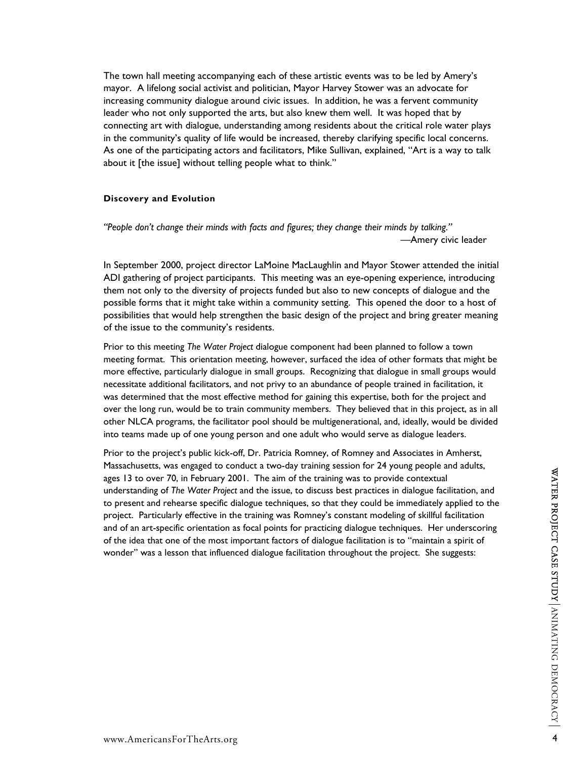The town hall meeting accompanying each of these artistic events was to be led by Amery's mayor. A lifelong social activist and politician, Mayor Harvey Stower was an advocate for increasing community dialogue around civic issues. In addition, he was a fervent community leader who not only supported the arts, but also knew them well. It was hoped that by connecting art with dialogue, understanding among residents about the critical role water plays in the community's quality of life would be increased, thereby clarifying specific local concerns. As one of the participating actors and facilitators, Mike Sullivan, explained, "Art is a way to talk about it [the issue] without telling people what to think."

**Discovery and Evolution**

*"People don't change their minds with facts and figures; they change their minds by talking."*
—Amery civic leader

In September 2000, project director LaMoine MacLaughlin and Mayor Stower attended the initial ADI gathering of project participants. This meeting was an eye-opening experience, introducing them not only to the diversity of projects funded but also to new concepts of dialogue and the possible forms that it might take within a community setting. This opened the door to a host of possibilities that would help strengthen the basic design of the project and bring greater meaning of the issue to the community's residents.

Prior to this meeting *The Water Project* dialogue component had been planned to follow a town meeting format. This orientation meeting, however, surfaced the idea of other formats that might be more effective, particularly dialogue in small groups. Recognizing that dialogue in small groups would necessitate additional facilitators, and not privy to an abundance of people trained in facilitation, it was determined that the most effective method for gaining this expertise, both for the project and over the long run, would be to train community members. They believed that in this project, as in all other NLCA programs, the facilitator pool should be multigenerational, and, ideally, would be divided into teams made up of one young person and one adult who would serve as dialogue leaders.

Prior to the project's public kick-off, Dr. Patricia Romney, of Romney and Associates in Amherst, Massachusetts, was engaged to conduct a two-day training session for 24 young people and adults, ages 13 to over 70, in February 2001. The aim of the training was to provide contextual understanding of *The Water Project* and the issue, to discuss best practices in dialogue facilitation, and to present and rehearse specific dialogue techniques, so that they could be immediately applied to the project. Particularly effective in the training was Romney's constant modeling of skillful facilitation and of an art-specific orientation as focal points for practicing dialogue techniques. Her underscoring of the idea that one of the most important factors of dialogue facilitation is to "maintain a spirit of wonder" was a lesson that influenced dialogue facilitation throughout the project. She suggests: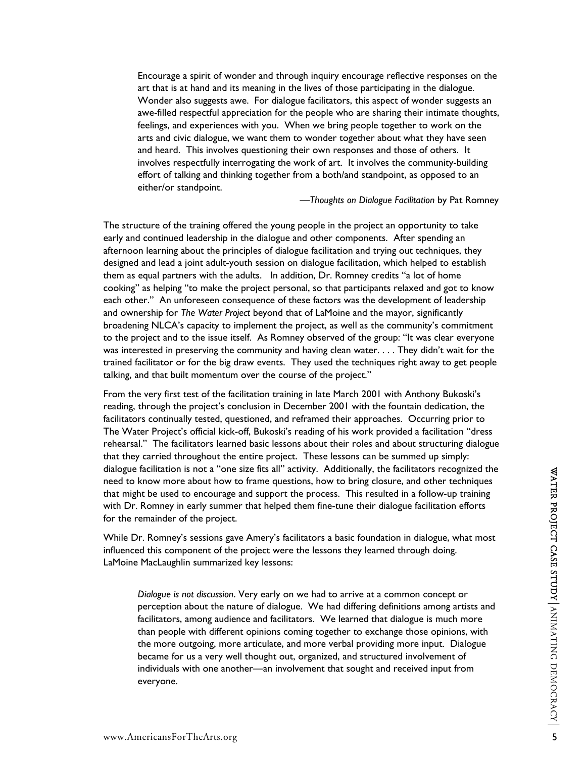> Encourage a spirit of wonder and through inquiry encourage reflective responses on the art that is at hand and its meaning in the lives of those participating in the dialogue. Wonder also suggests awe. For dialogue facilitators, this aspect of wonder suggests an awe-filled respectful appreciation for the people who are sharing their intimate thoughts, feelings, and experiences with you. When we bring people together to work on the arts and civic dialogue, we want them to wonder together about what they have seen and heard. This involves questioning their own responses and those of others. It involves respectfully interrogating the work of art. It involves the community-building effort of talking and thinking together from a both/and standpoint, as opposed to an either/or standpoint.
>
> —*Thoughts on Dialogue Facilitation* by Pat Romney

The structure of the training offered the young people in the project an opportunity to take early and continued leadership in the dialogue and other components. After spending an afternoon learning about the principles of dialogue facilitation and trying out techniques, they designed and lead a joint adult-youth session on dialogue facilitation, which helped to establish them as equal partners with the adults. In addition, Dr. Romney credits "a lot of home cooking" as helping "to make the project personal, so that participants relaxed and got to know each other." An unforeseen consequence of these factors was the development of leadership and ownership for *The Water Project* beyond that of LaMoine and the mayor, significantly broadening NLCA's capacity to implement the project, as well as the community's commitment to the project and to the issue itself. As Romney observed of the group: "It was clear everyone was interested in preserving the community and having clean water. . . . They didn't wait for the trained facilitator or for the big draw events. They used the techniques right away to get people talking, and that built momentum over the course of the project."

From the very first test of the facilitation training in late March 2001 with Anthony Bukoski's reading, through the project's conclusion in December 2001 with the fountain dedication, the facilitators continually tested, questioned, and reframed their approaches. Occurring prior to The Water Project's official kick-off, Bukoski's reading of his work provided a facilitation "dress rehearsal." The facilitators learned basic lessons about their roles and about structuring dialogue that they carried throughout the entire project. These lessons can be summed up simply: dialogue facilitation is not a "one size fits all" activity. Additionally, the facilitators recognized the need to know more about how to frame questions, how to bring closure, and other techniques that might be used to encourage and support the process. This resulted in a follow-up training with Dr. Romney in early summer that helped them fine-tune their dialogue facilitation efforts for the remainder of the project.

While Dr. Romney's sessions gave Amery's facilitators a basic foundation in dialogue, what most influenced this component of the project were the lessons they learned through doing. LaMoine MacLaughlin summarized key lessons:

> *Dialogue is not discussion*. Very early on we had to arrive at a common concept or perception about the nature of dialogue. We had differing definitions among artists and facilitators, among audience and facilitators. We learned that dialogue is much more than people with different opinions coming together to exchange those opinions, with the more outgoing, more articulate, and more verbal providing more input. Dialogue became for us a very well thought out, organized, and structured involvement of individuals with one another—an involvement that sought and received input from everyone.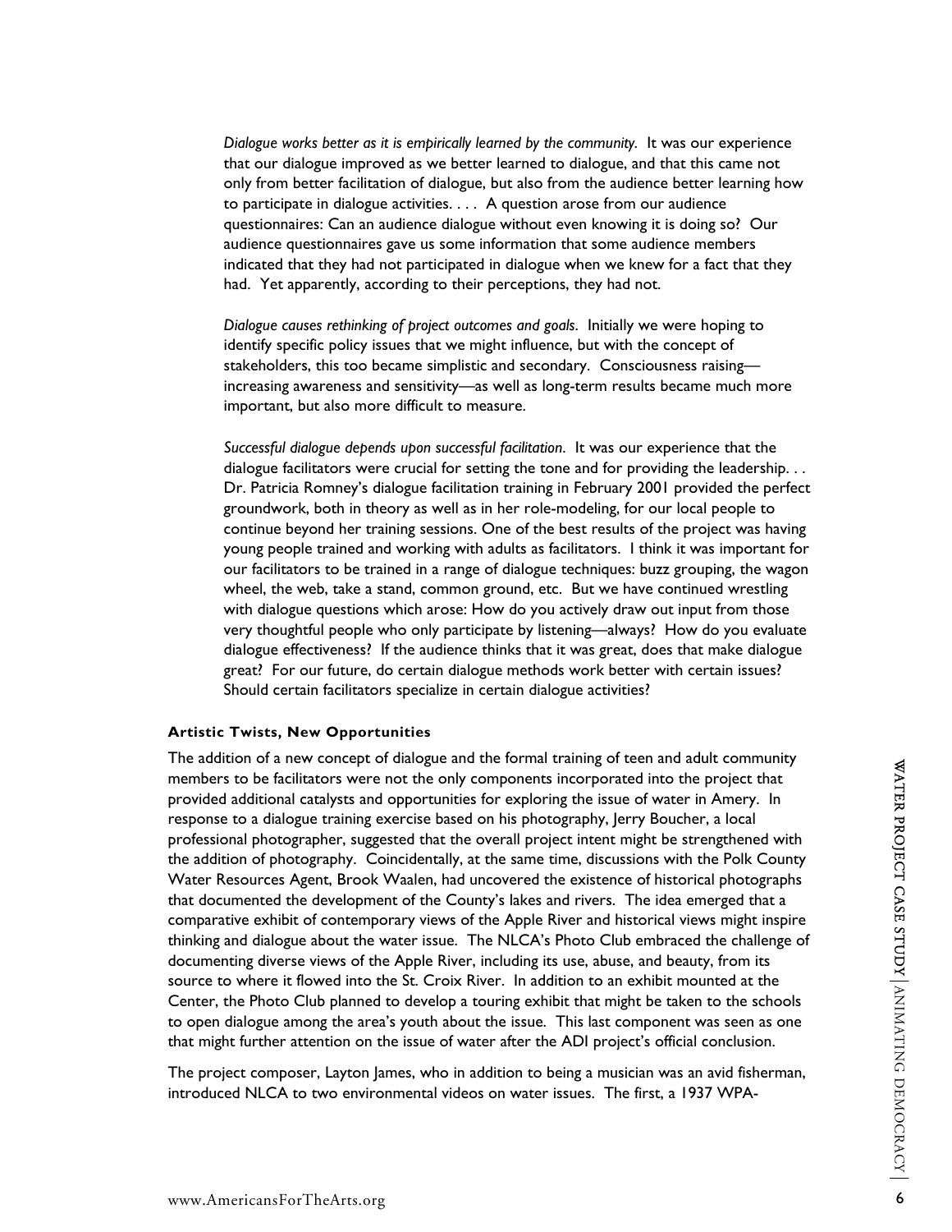*Dialogue works better as it is empirically learned by the community.* It was our experience that our dialogue improved as we better learned to dialogue, and that this came not only from better facilitation of dialogue, but also from the audience better learning how to participate in dialogue activities. . . . A question arose from our audience questionnaires: Can an audience dialogue without even knowing it is doing so? Our audience questionnaires gave us some information that some audience members indicated that they had not participated in dialogue when we knew for a fact that they had. Yet apparently, according to their perceptions, they had not.

*Dialogue causes rethinking of project outcomes and goals.* Initially we were hoping to identify specific policy issues that we might influence, but with the concept of stakeholders, this too became simplistic and secondary. Consciousness raising—increasing awareness and sensitivity—as well as long-term results became much more important, but also more difficult to measure.

*Successful dialogue depends upon successful facilitation.* It was our experience that the dialogue facilitators were crucial for setting the tone and for providing the leadership. . . Dr. Patricia Romney's dialogue facilitation training in February 2001 provided the perfect groundwork, both in theory as well as in her role-modeling, for our local people to continue beyond her training sessions. One of the best results of the project was having young people trained and working with adults as facilitators. I think it was important for our facilitators to be trained in a range of dialogue techniques: buzz grouping, the wagon wheel, the web, take a stand, common ground, etc. But we have continued wrestling with dialogue questions which arose: How do you actively draw out input from those very thoughtful people who only participate by listening—always? How do you evaluate dialogue effectiveness? If the audience thinks that it was great, does that make dialogue great? For our future, do certain dialogue methods work better with certain issues? Should certain facilitators specialize in certain dialogue activities?

#### Artistic Twists, New Opportunities

The addition of a new concept of dialogue and the formal training of teen and adult community members to be facilitators were not the only components incorporated into the project that provided additional catalysts and opportunities for exploring the issue of water in Amery. In response to a dialogue training exercise based on his photography, Jerry Boucher, a local professional photographer, suggested that the overall project intent might be strengthened with the addition of photography. Coincidentally, at the same time, discussions with the Polk County Water Resources Agent, Brook Waalen, had uncovered the existence of historical photographs that documented the development of the County's lakes and rivers. The idea emerged that a comparative exhibit of contemporary views of the Apple River and historical views might inspire thinking and dialogue about the water issue. The NLCA's Photo Club embraced the challenge of documenting diverse views of the Apple River, including its use, abuse, and beauty, from its source to where it flowed into the St. Croix River. In addition to an exhibit mounted at the Center, the Photo Club planned to develop a touring exhibit that might be taken to the schools to open dialogue among the area's youth about the issue. This last component was seen as one that might further attention on the issue of water after the ADI project's official conclusion.

The project composer, Layton James, who in addition to being a musician was an avid fisherman, introduced NLCA to two environmental videos on water issues. The first, a 1937 WPA-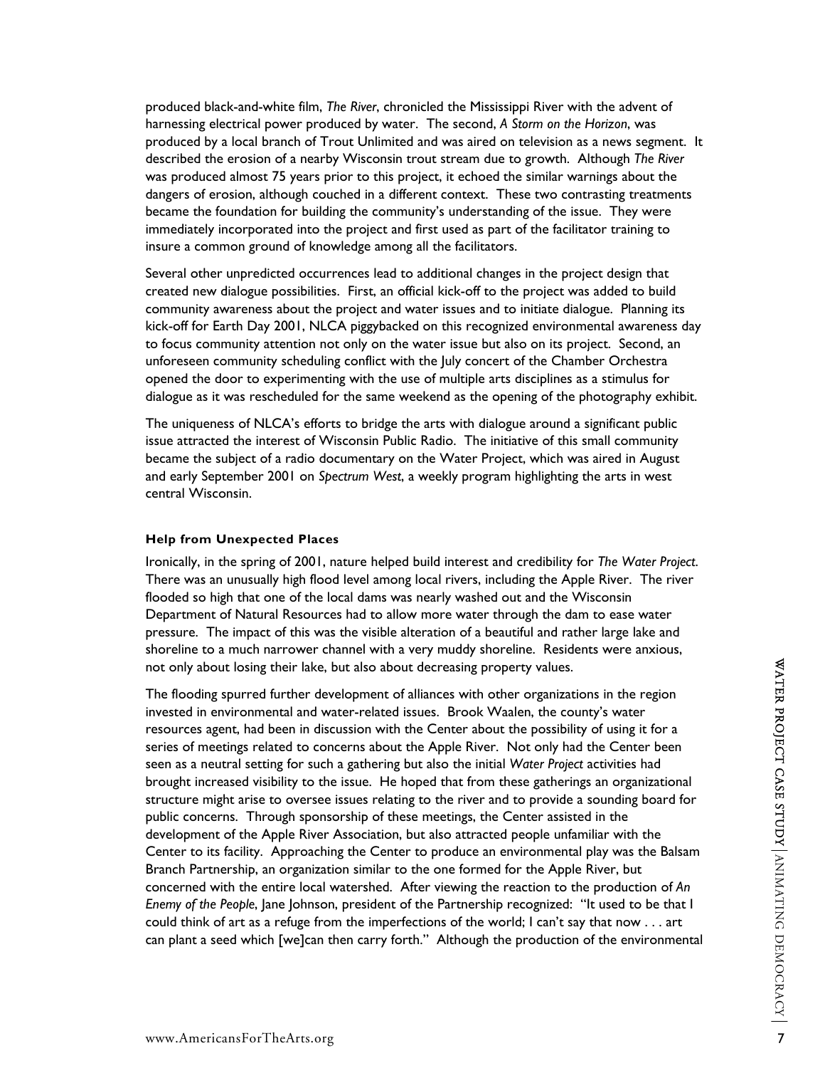produced black-and-white film, *The River*, chronicled the Mississippi River with the advent of harnessing electrical power produced by water. The second, *A Storm on the Horizon*, was produced by a local branch of Trout Unlimited and was aired on television as a news segment. It described the erosion of a nearby Wisconsin trout stream due to growth. Although *The River* was produced almost 75 years prior to this project, it echoed the similar warnings about the dangers of erosion, although couched in a different context. These two contrasting treatments became the foundation for building the community's understanding of the issue. They were immediately incorporated into the project and first used as part of the facilitator training to insure a common ground of knowledge among all the facilitators.

Several other unpredicted occurrences lead to additional changes in the project design that created new dialogue possibilities. First, an official kick-off to the project was added to build community awareness about the project and water issues and to initiate dialogue. Planning its kick-off for Earth Day 2001, NLCA piggybacked on this recognized environmental awareness day to focus community attention not only on the water issue but also on its project. Second, an unforeseen community scheduling conflict with the July concert of the Chamber Orchestra opened the door to experimenting with the use of multiple arts disciplines as a stimulus for dialogue as it was rescheduled for the same weekend as the opening of the photography exhibit.

The uniqueness of NLCA's efforts to bridge the arts with dialogue around a significant public issue attracted the interest of Wisconsin Public Radio. The initiative of this small community became the subject of a radio documentary on the Water Project, which was aired in August and early September 2001 on *Spectrum West*, a weekly program highlighting the arts in west central Wisconsin.

#### Help from Unexpected Places

Ironically, in the spring of 2001, nature helped build interest and credibility for *The Water Project*. There was an unusually high flood level among local rivers, including the Apple River. The river flooded so high that one of the local dams was nearly washed out and the Wisconsin Department of Natural Resources had to allow more water through the dam to ease water pressure. The impact of this was the visible alteration of a beautiful and rather large lake and shoreline to a much narrower channel with a very muddy shoreline. Residents were anxious, not only about losing their lake, but also about decreasing property values.

The flooding spurred further development of alliances with other organizations in the region invested in environmental and water-related issues. Brook Waalen, the county's water resources agent, had been in discussion with the Center about the possibility of using it for a series of meetings related to concerns about the Apple River. Not only had the Center been seen as a neutral setting for such a gathering but also the initial *Water Project* activities had brought increased visibility to the issue. He hoped that from these gatherings an organizational structure might arise to oversee issues relating to the river and to provide a sounding board for public concerns. Through sponsorship of these meetings, the Center assisted in the development of the Apple River Association, but also attracted people unfamiliar with the Center to its facility. Approaching the Center to produce an environmental play was the Balsam Branch Partnership, an organization similar to the one formed for the Apple River, but concerned with the entire local watershed. After viewing the reaction to the production of *An Enemy of the People*, Jane Johnson, president of the Partnership recognized: "It used to be that I could think of art as a refuge from the imperfections of the world; I can't say that now . . . art can plant a seed which [we]can then carry forth." Although the production of the environmental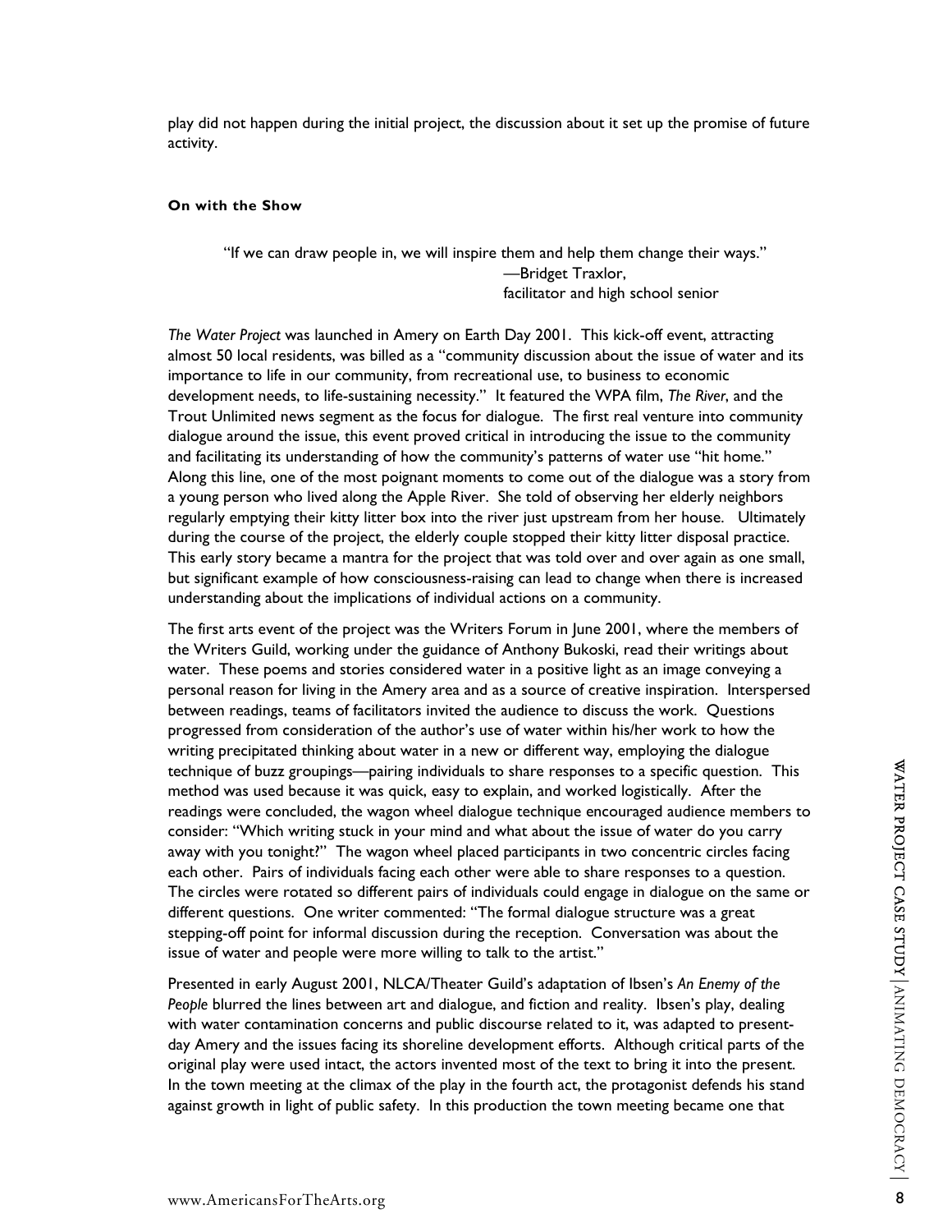play did not happen during the initial project, the discussion about it set up the promise of future activity.

#### On with the Show

> "If we can draw people in, we will inspire them and help them change their ways."
> —Bridget Traxlor,
> facilitator and high school senior

*The Water Project* was launched in Amery on Earth Day 2001. This kick-off event, attracting almost 50 local residents, was billed as a "community discussion about the issue of water and its importance to life in our community, from recreational use, to business to economic development needs, to life-sustaining necessity." It featured the WPA film, *The River*, and the Trout Unlimited news segment as the focus for dialogue. The first real venture into community dialogue around the issue, this event proved critical in introducing the issue to the community and facilitating its understanding of how the community's patterns of water use "hit home." Along this line, one of the most poignant moments to come out of the dialogue was a story from a young person who lived along the Apple River. She told of observing her elderly neighbors regularly emptying their kitty litter box into the river just upstream from her house. Ultimately during the course of the project, the elderly couple stopped their kitty litter disposal practice. This early story became a mantra for the project that was told over and over again as one small, but significant example of how consciousness-raising can lead to change when there is increased understanding about the implications of individual actions on a community.

The first arts event of the project was the Writers Forum in June 2001, where the members of the Writers Guild, working under the guidance of Anthony Bukoski, read their writings about water. These poems and stories considered water in a positive light as an image conveying a personal reason for living in the Amery area and as a source of creative inspiration. Interspersed between readings, teams of facilitators invited the audience to discuss the work. Questions progressed from consideration of the author's use of water within his/her work to how the writing precipitated thinking about water in a new or different way, employing the dialogue technique of buzz groupings—pairing individuals to share responses to a specific question. This method was used because it was quick, easy to explain, and worked logistically. After the readings were concluded, the wagon wheel dialogue technique encouraged audience members to consider: "Which writing stuck in your mind and what about the issue of water do you carry away with you tonight?" The wagon wheel placed participants in two concentric circles facing each other. Pairs of individuals facing each other were able to share responses to a question. The circles were rotated so different pairs of individuals could engage in dialogue on the same or different questions. One writer commented: "The formal dialogue structure was a great stepping-off point for informal discussion during the reception. Conversation was about the issue of water and people were more willing to talk to the artist."

Presented in early August 2001, NLCA/Theater Guild's adaptation of Ibsen's *An Enemy of the People* blurred the lines between art and dialogue, and fiction and reality. Ibsen's play, dealing with water contamination concerns and public discourse related to it, was adapted to present-day Amery and the issues facing its shoreline development efforts. Although critical parts of the original play were used intact, the actors invented most of the text to bring it into the present. In the town meeting at the climax of the play in the fourth act, the protagonist defends his stand against growth in light of public safety. In this production the town meeting became one that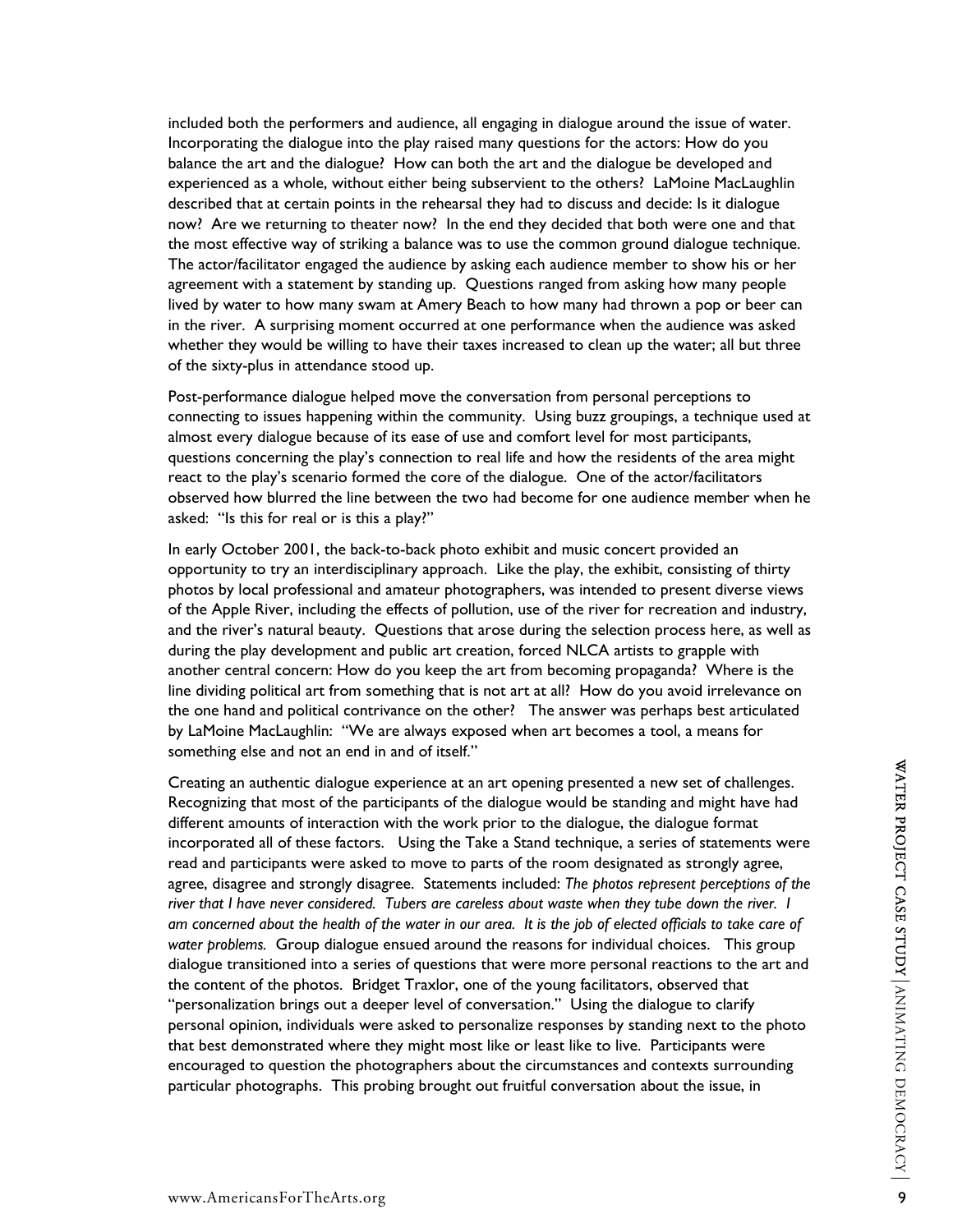included both the performers and audience, all engaging in dialogue around the issue of water. Incorporating the dialogue into the play raised many questions for the actors: How do you balance the art and the dialogue? How can both the art and the dialogue be developed and experienced as a whole, without either being subservient to the others? LaMoine MacLaughlin described that at certain points in the rehearsal they had to discuss and decide: Is it dialogue now? Are we returning to theater now? In the end they decided that both were one and that the most effective way of striking a balance was to use the common ground dialogue technique. The actor/facilitator engaged the audience by asking each audience member to show his or her agreement with a statement by standing up. Questions ranged from asking how many people lived by water to how many swam at Amery Beach to how many had thrown a pop or beer can in the river. A surprising moment occurred at one performance when the audience was asked whether they would be willing to have their taxes increased to clean up the water; all but three of the sixty-plus in attendance stood up.

Post-performance dialogue helped move the conversation from personal perceptions to connecting to issues happening within the community. Using buzz groupings, a technique used at almost every dialogue because of its ease of use and comfort level for most participants, questions concerning the play's connection to real life and how the residents of the area might react to the play's scenario formed the core of the dialogue. One of the actor/facilitators observed how blurred the line between the two had become for one audience member when he asked: "Is this for real or is this a play?"

In early October 2001, the back-to-back photo exhibit and music concert provided an opportunity to try an interdisciplinary approach. Like the play, the exhibit, consisting of thirty photos by local professional and amateur photographers, was intended to present diverse views of the Apple River, including the effects of pollution, use of the river for recreation and industry, and the river's natural beauty. Questions that arose during the selection process here, as well as during the play development and public art creation, forced NLCA artists to grapple with another central concern: How do you keep the art from becoming propaganda? Where is the line dividing political art from something that is not art at all? How do you avoid irrelevance on the one hand and political contrivance on the other? The answer was perhaps best articulated by LaMoine MacLaughlin: "We are always exposed when art becomes a tool, a means for something else and not an end in and of itself."

Creating an authentic dialogue experience at an art opening presented a new set of challenges. Recognizing that most of the participants of the dialogue would be standing and might have had different amounts of interaction with the work prior to the dialogue, the dialogue format incorporated all of these factors. Using the Take a Stand technique, a series of statements were read and participants were asked to move to parts of the room designated as strongly agree, agree, disagree and strongly disagree. Statements included: *The photos represent perceptions of the river that I have never considered. Tubers are careless about waste when they tube down the river. I am concerned about the health of the water in our area. It is the job of elected officials to take care of water problems.* Group dialogue ensued around the reasons for individual choices. This group dialogue transitioned into a series of questions that were more personal reactions to the art and the content of the photos. Bridget Traxlor, one of the young facilitators, observed that "personalization brings out a deeper level of conversation." Using the dialogue to clarify personal opinion, individuals were asked to personalize responses by standing next to the photo that best demonstrated where they might most like or least like to live. Participants were encouraged to question the photographers about the circumstances and contexts surrounding particular photographs. This probing brought out fruitful conversation about the issue, in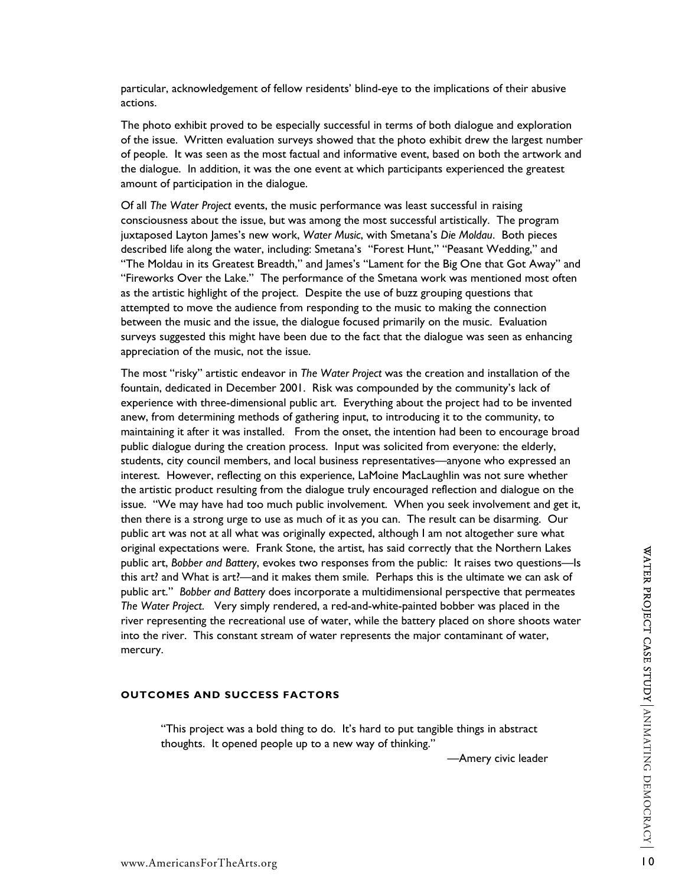particular, acknowledgement of fellow residents' blind-eye to the implications of their abusive actions.

The photo exhibit proved to be especially successful in terms of both dialogue and exploration of the issue. Written evaluation surveys showed that the photo exhibit drew the largest number of people. It was seen as the most factual and informative event, based on both the artwork and the dialogue. In addition, it was the one event at which participants experienced the greatest amount of participation in the dialogue.

Of all *The Water Project* events, the music performance was least successful in raising consciousness about the issue, but was among the most successful artistically. The program juxtaposed Layton James's new work, *Water Music*, with Smetana's *Die Moldau*. Both pieces described life along the water, including: Smetana's "Forest Hunt," "Peasant Wedding," and "The Moldau in its Greatest Breadth," and James's "Lament for the Big One that Got Away" and "Fireworks Over the Lake." The performance of the Smetana work was mentioned most often as the artistic highlight of the project. Despite the use of buzz grouping questions that attempted to move the audience from responding to the music to making the connection between the music and the issue, the dialogue focused primarily on the music. Evaluation surveys suggested this might have been due to the fact that the dialogue was seen as enhancing appreciation of the music, not the issue.

The most "risky" artistic endeavor in *The Water Project* was the creation and installation of the fountain, dedicated in December 2001. Risk was compounded by the community's lack of experience with three-dimensional public art. Everything about the project had to be invented anew, from determining methods of gathering input, to introducing it to the community, to maintaining it after it was installed. From the onset, the intention had been to encourage broad public dialogue during the creation process. Input was solicited from everyone: the elderly, students, city council members, and local business representatives—anyone who expressed an interest. However, reflecting on this experience, LaMoine MacLaughlin was not sure whether the artistic product resulting from the dialogue truly encouraged reflection and dialogue on the issue. "We may have had too much public involvement. When you seek involvement and get it, then there is a strong urge to use as much of it as you can. The result can be disarming. Our public art was not at all what was originally expected, although I am not altogether sure what original expectations were. Frank Stone, the artist, has said correctly that the Northern Lakes public art, *Bobber and Battery*, evokes two responses from the public: It raises two questions—Is this art? and What is art?—and it makes them smile. Perhaps this is the ultimate we can ask of public art." *Bobber and Battery* does incorporate a multidimensional perspective that permeates *The Water Project*. Very simply rendered, a red-and-white-painted bobber was placed in the river representing the recreational use of water, while the battery placed on shore shoots water into the river. This constant stream of water represents the major contaminant of water, mercury.

## OUTCOMES AND SUCCESS FACTORS

> "This project was a bold thing to do. It's hard to put tangible things in abstract thoughts. It opened people up to a new way of thinking."
>
> —Amery civic leader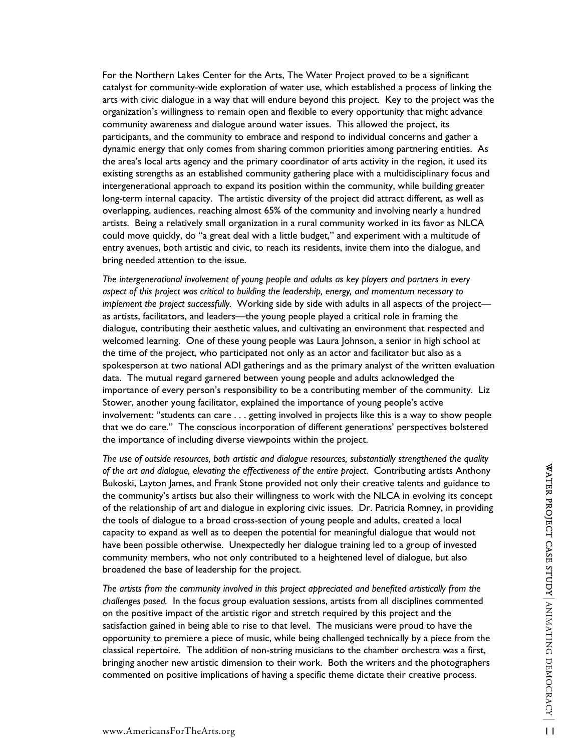For the Northern Lakes Center for the Arts, The Water Project proved to be a significant catalyst for community-wide exploration of water use, which established a process of linking the arts with civic dialogue in a way that will endure beyond this project. Key to the project was the organization's willingness to remain open and flexible to every opportunity that might advance community awareness and dialogue around water issues. This allowed the project, its participants, and the community to embrace and respond to individual concerns and gather a dynamic energy that only comes from sharing common priorities among partnering entities. As the area's local arts agency and the primary coordinator of arts activity in the region, it used its existing strengths as an established community gathering place with a multidisciplinary focus and intergenerational approach to expand its position within the community, while building greater long-term internal capacity. The artistic diversity of the project did attract different, as well as overlapping, audiences, reaching almost 65% of the community and involving nearly a hundred artists. Being a relatively small organization in a rural community worked in its favor as NLCA could move quickly, do "a great deal with a little budget," and experiment with a multitude of entry avenues, both artistic and civic, to reach its residents, invite them into the dialogue, and bring needed attention to the issue.

*The intergenerational involvement of young people and adults as key players and partners in every aspect of this project was critical to building the leadership, energy, and momentum necessary to implement the project successfully.* Working side by side with adults in all aspects of the project—as artists, facilitators, and leaders—the young people played a critical role in framing the dialogue, contributing their aesthetic values, and cultivating an environment that respected and welcomed learning. One of these young people was Laura Johnson, a senior in high school at the time of the project, who participated not only as an actor and facilitator but also as a spokesperson at two national ADI gatherings and as the primary analyst of the written evaluation data. The mutual regard garnered between young people and adults acknowledged the importance of every person's responsibility to be a contributing member of the community. Liz Stower, another young facilitator, explained the importance of young people's active involvement: "students can care . . . getting involved in projects like this is a way to show people that we do care." The conscious incorporation of different generations' perspectives bolstered the importance of including diverse viewpoints within the project.

*The use of outside resources, both artistic and dialogue resources, substantially strengthened the quality of the art and dialogue, elevating the effectiveness of the entire project.* Contributing artists Anthony Bukoski, Layton James, and Frank Stone provided not only their creative talents and guidance to the community's artists but also their willingness to work with the NLCA in evolving its concept of the relationship of art and dialogue in exploring civic issues. Dr. Patricia Romney, in providing the tools of dialogue to a broad cross-section of young people and adults, created a local capacity to expand as well as to deepen the potential for meaningful dialogue that would not have been possible otherwise. Unexpectedly her dialogue training led to a group of invested community members, who not only contributed to a heightened level of dialogue, but also broadened the base of leadership for the project.

*The artists from the community involved in this project appreciated and benefited artistically from the challenges posed.* In the focus group evaluation sessions, artists from all disciplines commented on the positive impact of the artistic rigor and stretch required by this project and the satisfaction gained in being able to rise to that level. The musicians were proud to have the opportunity to premiere a piece of music, while being challenged technically by a piece from the classical repertoire. The addition of non-string musicians to the chamber orchestra was a first, bringing another new artistic dimension to their work. Both the writers and the photographers commented on positive implications of having a specific theme dictate their creative process.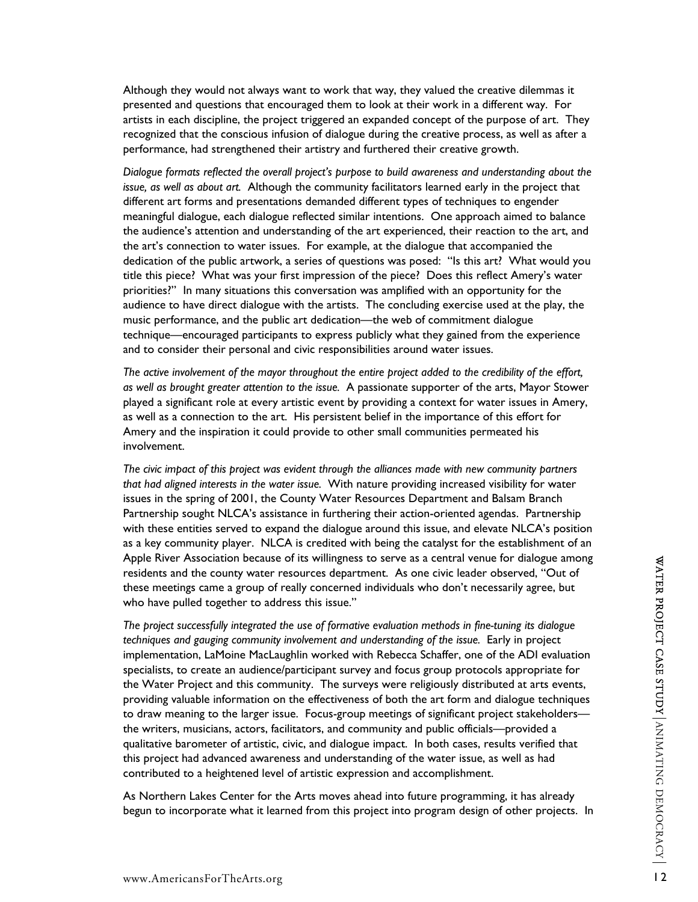Although they would not always want to work that way, they valued the creative dilemmas it presented and questions that encouraged them to look at their work in a different way. For artists in each discipline, the project triggered an expanded concept of the purpose of art. They recognized that the conscious infusion of dialogue during the creative process, as well as after a performance, had strengthened their artistry and furthered their creative growth.

*Dialogue formats reflected the overall project's purpose to build awareness and understanding about the issue, as well as about art.* Although the community facilitators learned early in the project that different art forms and presentations demanded different types of techniques to engender meaningful dialogue, each dialogue reflected similar intentions. One approach aimed to balance the audience's attention and understanding of the art experienced, their reaction to the art, and the art's connection to water issues. For example, at the dialogue that accompanied the dedication of the public artwork, a series of questions was posed: "Is this art? What would you title this piece? What was your first impression of the piece? Does this reflect Amery's water priorities?" In many situations this conversation was amplified with an opportunity for the audience to have direct dialogue with the artists. The concluding exercise used at the play, the music performance, and the public art dedication—the web of commitment dialogue technique—encouraged participants to express publicly what they gained from the experience and to consider their personal and civic responsibilities around water issues.

*The active involvement of the mayor throughout the entire project added to the credibility of the effort, as well as brought greater attention to the issue.* A passionate supporter of the arts, Mayor Stower played a significant role at every artistic event by providing a context for water issues in Amery, as well as a connection to the art. His persistent belief in the importance of this effort for Amery and the inspiration it could provide to other small communities permeated his involvement.

*The civic impact of this project was evident through the alliances made with new community partners that had aligned interests in the water issue.* With nature providing increased visibility for water issues in the spring of 2001, the County Water Resources Department and Balsam Branch Partnership sought NLCA's assistance in furthering their action-oriented agendas. Partnership with these entities served to expand the dialogue around this issue, and elevate NLCA's position as a key community player. NLCA is credited with being the catalyst for the establishment of an Apple River Association because of its willingness to serve as a central venue for dialogue among residents and the county water resources department. As one civic leader observed, "Out of these meetings came a group of really concerned individuals who don't necessarily agree, but who have pulled together to address this issue."

*The project successfully integrated the use of formative evaluation methods in fine-tuning its dialogue techniques and gauging community involvement and understanding of the issue.* Early in project implementation, LaMoine MacLaughlin worked with Rebecca Schaffer, one of the ADI evaluation specialists, to create an audience/participant survey and focus group protocols appropriate for the Water Project and this community. The surveys were religiously distributed at arts events, providing valuable information on the effectiveness of both the art form and dialogue techniques to draw meaning to the larger issue. Focus-group meetings of significant project stakeholders—the writers, musicians, actors, facilitators, and community and public officials—provided a qualitative barometer of artistic, civic, and dialogue impact. In both cases, results verified that this project had advanced awareness and understanding of the water issue, as well as had contributed to a heightened level of artistic expression and accomplishment.

As Northern Lakes Center for the Arts moves ahead into future programming, it has already begun to incorporate what it learned from this project into program design of other projects. In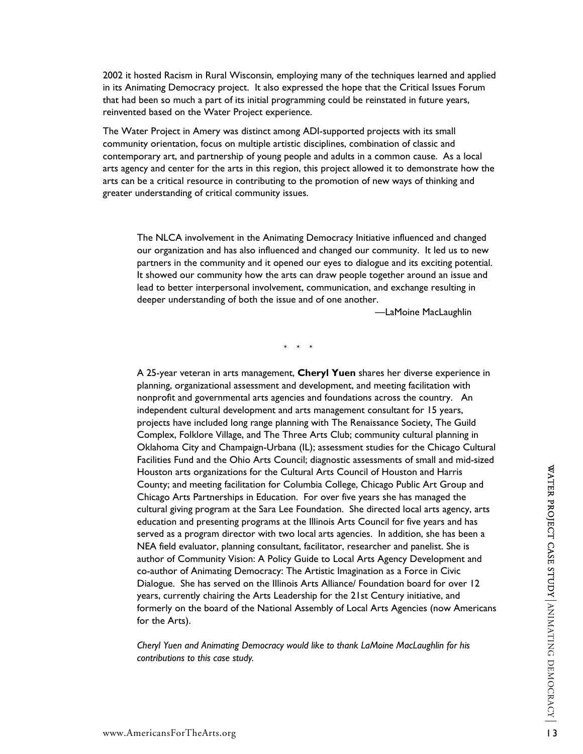2002 it hosted Racism in Rural Wisconsin*,* employing many of the techniques learned and applied in its Animating Democracy project. It also expressed the hope that the Critical Issues Forum that had been so much a part of its initial programming could be reinstated in future years, reinvented based on the Water Project experience.

The Water Project in Amery was distinct among ADI-supported projects with its small community orientation, focus on multiple artistic disciplines, combination of classic and contemporary art, and partnership of young people and adults in a common cause. As a local arts agency and center for the arts in this region, this project allowed it to demonstrate how the arts can be a critical resource in contributing to the promotion of new ways of thinking and greater understanding of critical community issues.

> The NLCA involvement in the Animating Democracy Initiative influenced and changed our organization and has also influenced and changed our community. It led us to new partners in the community and it opened our eyes to dialogue and its exciting potential. It showed our community how the arts can draw people together around an issue and lead to better interpersonal involvement, communication, and exchange resulting in deeper understanding of both the issue and of one another.
>
> —LaMoine MacLaughlin

\* \* \*

A 25-year veteran in arts management, **Cheryl Yuen** shares her diverse experience in planning, organizational assessment and development, and meeting facilitation with nonprofit and governmental arts agencies and foundations across the country. An independent cultural development and arts management consultant for 15 years, projects have included long range planning with The Renaissance Society, The Guild Complex, Folklore Village, and The Three Arts Club; community cultural planning in Oklahoma City and Champaign-Urbana (IL); assessment studies for the Chicago Cultural Facilities Fund and the Ohio Arts Council; diagnostic assessments of small and mid-sized Houston arts organizations for the Cultural Arts Council of Houston and Harris County; and meeting facilitation for Columbia College, Chicago Public Art Group and Chicago Arts Partnerships in Education. For over five years she has managed the cultural giving program at the Sara Lee Foundation. She directed local arts agency, arts education and presenting programs at the Illinois Arts Council for five years and has served as a program director with two local arts agencies. In addition, she has been a NEA field evaluator, planning consultant, facilitator, researcher and panelist. She is author of Community Vision: A Policy Guide to Local Arts Agency Development and co-author of Animating Democracy: The Artistic Imagination as a Force in Civic Dialogue. She has served on the Illinois Arts Alliance/ Foundation board for over 12 years, currently chairing the Arts Leadership for the 21st Century initiative, and formerly on the board of the National Assembly of Local Arts Agencies (now Americans for the Arts).

*Cheryl Yuen and Animating Democracy would like to thank LaMoine MacLaughlin for his contributions to this case study.*